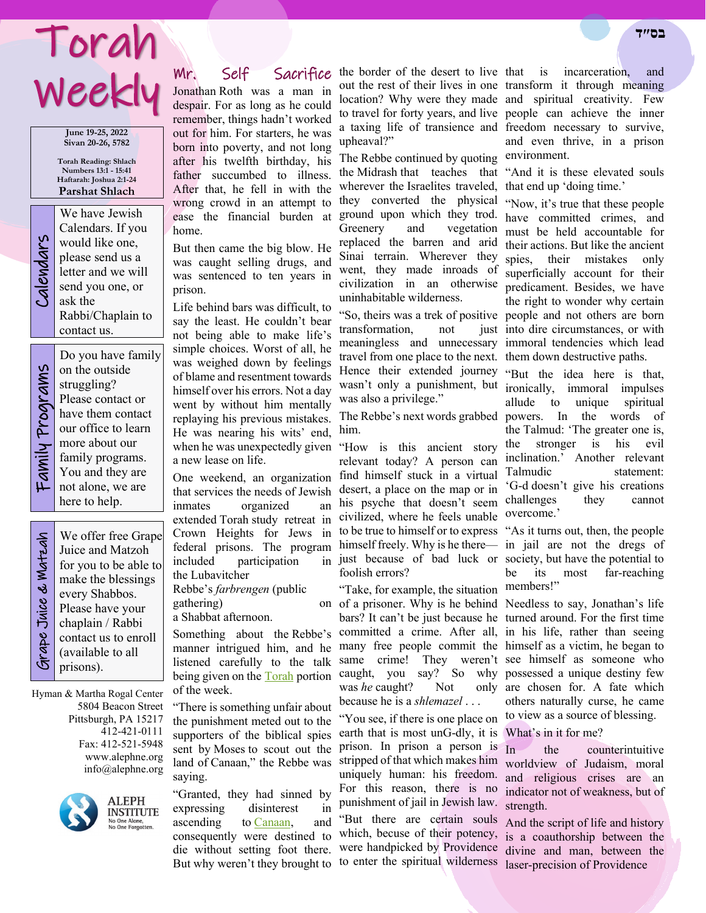בס״ד

# Torah Weekly

**June 19-25, 2022**
**Sivan 20-26, 5782**

**Torah Reading: Shlach**
**Numbers 13:1 - 15:41**
**Haftarah: Joshua 2:1-24**
**Parshat Shlach**

### Calendars

We have Jewish Calendars. If you would like one, please send us a letter and we will send you one, or ask the Rabbi/Chaplain to contact us.

### Family Programs

Do you have family on the outside struggling? Please contact or have them contact our office to learn more about our family programs. You and they are not alone, we are here to help.

### Grape Juice & Matzah

We offer free Grape Juice and Matzoh for you to be able to make the blessings every Shabbos. Please have your chaplain / Rabbi contact us to enroll (available to all prisons).

Hyman & Martha Rogal Center
5804 Beacon Street
Pittsburgh, PA 15217
412-421-0111
Fax: 412-521-5948
www.alephne.org
info@alephne.org

ALEPH INSTITUTE
No One Alone, No One Forgotten.

## Mr. Self Sacrifice

Jonathan Roth was a man in despair. For as long as he could remember, things hadn't worked out for him. For starters, he was born into poverty, and not long after his twelfth birthday, his father succumbed to illness. After that, he fell in with the wrong crowd in an attempt to ease the financial burden at home.

But then came the big blow. He was caught selling drugs, and was sentenced to ten years in prison.

Life behind bars was difficult, to say the least. He couldn't bear not being able to make life's simple choices. Worst of all, he was weighed down by feelings of blame and resentment towards himself over his errors. Not a day went by without him mentally replaying his previous mistakes. He was nearing his wits' end, when he was unexpectedly given a new lease on life.

One weekend, an organization that services the needs of Jewish inmates organized an extended Torah study retreat in Crown Heights for Jews in federal prisons. The program included participation in the Lubavitcher Rebbe's *farbrengen* (public gathering) on a Shabbat afternoon.

Something about the Rebbe's manner intrigued him, and he listened carefully to the talk being given on the Torah portion of the week.

"There is something unfair about the punishment meted out to the supporters of the biblical spies sent by Moses to scout out the land of Canaan," the Rebbe was saying.

"Granted, they had sinned by expressing disinterest in ascending to Canaan, and consequently were destined to die without setting foot there. But why weren't they brought to the border of the desert to live out the rest of their lives in one location? Why were they made to travel for forty years, and live a taxing life of transience and upheaval?"

The Rebbe continued by quoting the Midrash that teaches that wherever the Israelites traveled, they converted the physical ground upon which they trod. Greenery and vegetation replaced the barren and arid Sinai terrain. Wherever they went, they made inroads of civilization in an otherwise uninhabitable wilderness.

"So, theirs was a trek of positive transformation, not just meaningless and unnecessary travel from one place to the next. Hence their extended journey wasn't only a punishment, but was also a privilege."

The Rebbe's next words grabbed him.

"How is this ancient story relevant today? A person can find himself stuck in a virtual desert, a place on the map or in his psyche that doesn't seem civilized, where he feels unable to be true to himself or to express himself freely. Why is he there—just because of bad luck or foolish errors?

"Take, for example, the situation of a prisoner. Why is he behind bars? It can't be just because he committed a crime. After all, many free people commit the same crime! They weren't caught, you say? So why was *he* caught? Not only because he is a *shlemazel* . . .

"You see, if there is one place on earth that is most unG-dly, it is prison. In prison a person is stripped of that which makes him uniquely human: his freedom. For this reason, there is no punishment of jail in Jewish law.

"But there are certain souls which, becuse of their potency, were handpicked by Providence to enter the spiritual wilderness that is incarceration, and transform it through meaning and spiritual creativity. Few people can achieve the inner freedom necessary to survive, and even thrive, in a prison environment.

"And it is these elevated souls that end up 'doing time.'

"Now, it's true that these people have committed crimes, and must be held accountable for their actions. But like the ancient spies, their mistakes only superficially account for their predicament. Besides, we have the right to wonder why certain people and not others are born into dire circumstances, or with immoral tendencies which lead them down destructive paths.

"But the idea here is that, ironically, immoral impulses allude to unique spiritual powers. In the words of the Talmud: 'The greater one is, the stronger is his evil inclination.' Another relevant Talmudic statement: 'G-d doesn't give his creations challenges they cannot overcome.'

"As it turns out, then, the people in jail are not the dregs of society, but have the potential to be its most far-reaching members!"

Needless to say, Jonathan's life turned around. For the first time in his life, rather than seeing himself as a victim, he began to see himself as someone who possessed a unique destiny few are chosen for. A fate which others naturally curse, he came to view as a source of blessing.

### What's in it for me?

In the counterintuitive worldview of Judaism, moral and religious crises are an indicator not of weakness, but of strength.

And the script of life and history is a coauthorship between the divine and man, between the laser-precision of Providence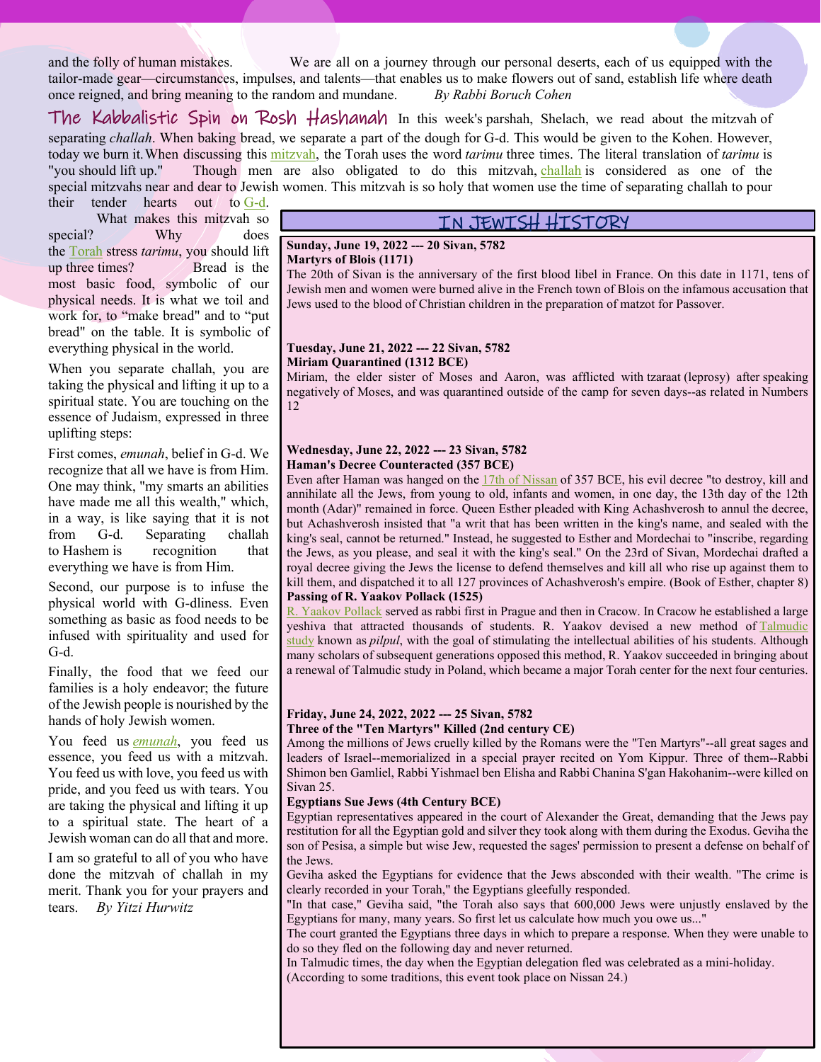and the folly of human mistakes. We are all on a journey through our personal deserts, each of us equipped with the tailor-made gear—circumstances, impulses, and talents—that enables us to make flowers out of sand, establish life where death once reigned, and bring meaning to the random and mundane. *By Rabbi Boruch Cohen*

## The Kabbalistic Spin on Rosh Hashanah

In this week's parshah, Shelach, we read about the mitzvah of separating *challah*. When baking bread, we separate a part of the dough for G-d. This would be given to the Kohen. However, today we burn it. When discussing this mitzvah, the Torah uses the word *tarimu* three times. The literal translation of *tarimu* is "you should lift up." Though men are also obligated to do this mitzvah, challah is considered as one of the special mitzvahs near and dear to Jewish women. This mitzvah is so holy that women use the time of separating challah to pour their tender hearts out to G-d.

What makes this mitzvah so special? Why does the Torah stress *tarimu*, you should lift up three times? Bread is the most basic food, symbolic of our physical needs. It is what we toil and work for, to "make bread" and to "put bread" on the table. It is symbolic of everything physical in the world.

When you separate challah, you are taking the physical and lifting it up to a spiritual state. You are touching on the essence of Judaism, expressed in three uplifting steps:

First comes, *emunah*, belief in G-d. We recognize that all we have is from Him. One may think, "my smarts an abilities have made me all this wealth," which, in a way, is like saying that it is not from G-d. Separating challah to Hashem is recognition that everything we have is from Him.

Second, our purpose is to infuse the physical world with G-dliness. Even something as basic as food needs to be infused with spirituality and used for G-d.

Finally, the food that we feed our families is a holy endeavor; the future of the Jewish people is nourished by the hands of holy Jewish women.

You feed us *emunah*, you feed us essence, you feed us with a mitzvah. You feed us with love, you feed us with pride, and you feed us with tears. You are taking the physical and lifting it up to a spiritual state. The heart of a Jewish woman can do all that and more.

I am so grateful to all of you who have done the mitzvah of challah in my merit. Thank you for your prayers and tears. *By Yitzi Hurwitz*

## IN JEWISH HISTORY

**Sunday, June 19, 2022 --- 20 Sivan, 5782**
**Martyrs of Blois (1171)**
The 20th of Sivan is the anniversary of the first blood libel in France. On this date in 1171, tens of Jewish men and women were burned alive in the French town of Blois on the infamous accusation that Jews used to the blood of Christian children in the preparation of matzot for Passover.

**Tuesday, June 21, 2022 --- 22 Sivan, 5782**
**Miriam Quarantined (1312 BCE)**
Miriam, the elder sister of Moses and Aaron, was afflicted with tzaraat (leprosy) after speaking negatively of Moses, and was quarantined outside of the camp for seven days--as related in Numbers 12

**Wednesday, June 22, 2022 --- 23 Sivan, 5782**
**Haman's Decree Counteracted (357 BCE)**
Even after Haman was hanged on the 17th of Nissan of 357 BCE, his evil decree "to destroy, kill and annihilate all the Jews, from young to old, infants and women, in one day, the 13th day of the 12th month (Adar)" remained in force. Queen Esther pleaded with King Achashverosh to annul the decree, but Achashverosh insisted that "a writ that has been written in the king's name, and sealed with the king's seal, cannot be returned." Instead, he suggested to Esther and Mordechai to "inscribe, regarding the Jews, as you please, and seal it with the king's seal." On the 23rd of Sivan, Mordechai drafted a royal decree giving the Jews the license to defend themselves and kill all who rise up against them to kill them, and dispatched it to all 127 provinces of Achashverosh's empire. (Book of Esther, chapter 8)
**Passing of R. Yaakov Pollack (1525)**
R. Yaakov Pollack served as rabbi first in Prague and then in Cracow. In Cracow he established a large yeshiva that attracted thousands of students. R. Yaakov devised a new method of Talmudic study known as *pilpul*, with the goal of stimulating the intellectual abilities of his students. Although many scholars of subsequent generations opposed this method, R. Yaakov succeeded in bringing about a renewal of Talmudic study in Poland, which became a major Torah center for the next four centuries.

**Friday, June 24, 2022, 2022 --- 25 Sivan, 5782**
**Three of the "Ten Martyrs" Killed (2nd century CE)**
Among the millions of Jews cruelly killed by the Romans were the "Ten Martyrs"--all great sages and leaders of Israel--memorialized in a special prayer recited on Yom Kippur. Three of them--Rabbi Shimon ben Gamliel, Rabbi Yishmael ben Elisha and Rabbi Chanina S'gan Hakohanim--were killed on Sivan 25.
**Egyptians Sue Jews (4th Century BCE)**
Egyptian representatives appeared in the court of Alexander the Great, demanding that the Jews pay restitution for all the Egyptian gold and silver they took along with them during the Exodus. Geviha the son of Pesisa, a simple but wise Jew, requested the sages' permission to present a defense on behalf of the Jews.
Geviha asked the Egyptians for evidence that the Jews absconded with their wealth. "The crime is clearly recorded in your Torah," the Egyptians gleefully responded.
"In that case," Geviha said, "the Torah also says that 600,000 Jews were unjustly enslaved by the Egyptians for many, many years. So first let us calculate how much you owe us..."
The court granted the Egyptians three days in which to prepare a response. When they were unable to do so they fled on the following day and never returned.
In Talmudic times, the day when the Egyptian delegation fled was celebrated as a mini-holiday. (According to some traditions, this event took place on Nissan 24.)